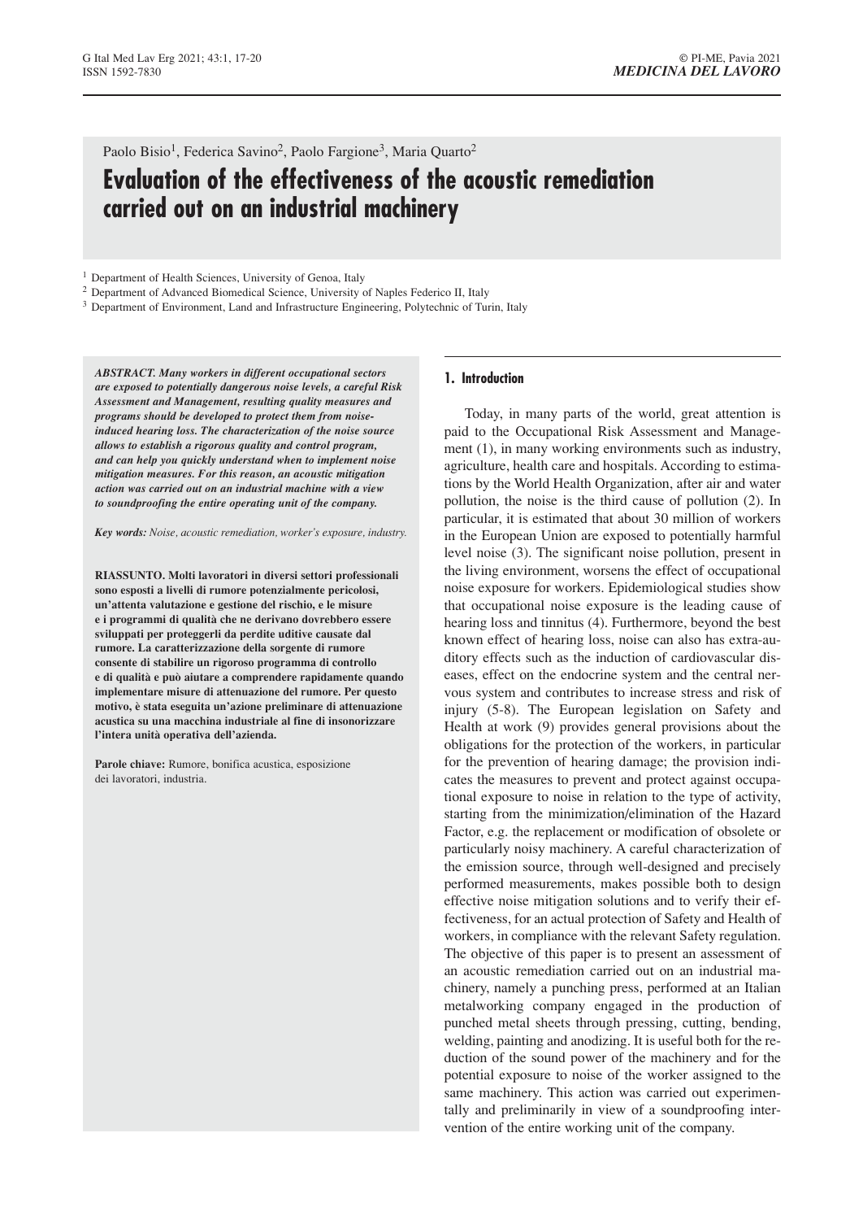Paolo Bisio[1], Federica Savino[2], Paolo Fargione[3], Maria Quarto[2]

# Evaluation of the effectiveness of the acoustic remediation carried out on an industrial machinery

[1] Department of Health Sciences, University of Genoa, Italy
[2] Department of Advanced Biomedical Science, University of Naples Federico II, Italy
[3] Department of Environment, Land and Infrastructure Engineering, Polytechnic of Turin, Italy

***ABSTRACT. Many workers in different occupational sectors are exposed to potentially dangerous noise levels, a careful Risk Assessment and Management, resulting quality measures and programs should be developed to protect them from noise-induced hearing loss. The characterization of the noise source allows to establish a rigorous quality and control program, and can help you quickly understand when to implement noise mitigation measures. For this reason, an acoustic mitigation action was carried out on an industrial machine with a view to soundproofing the entire operating unit of the company.***

***Key words:*** *Noise, acoustic remediation, worker's exposure, industry.*

**RIASSUNTO. Molti lavoratori in diversi settori professionali sono esposti a livelli di rumore potenzialmente pericolosi, un'attenta valutazione e gestione del rischio, e le misure e i programmi di qualità che ne derivano dovrebbero essere sviluppati per proteggerli da perdite uditive causate dal rumore. La caratterizzazione della sorgente di rumore consente di stabilire un rigoroso programma di controllo e di qualità e può aiutare a comprendere rapidamente quando implementare misure di attenuazione del rumore. Per questo motivo, è stata eseguita un'azione preliminare di attenuazione acustica su una macchina industriale al fine di insonorizzare l'intera unità operativa dell'azienda.**

**Parole chiave:** Rumore, bonifica acustica, esposizione dei lavoratori, industria.

## 1. Introduction

Today, in many parts of the world, great attention is paid to the Occupational Risk Assessment and Management (1), in many working environments such as industry, agriculture, health care and hospitals. According to estimations by the World Health Organization, after air and water pollution, the noise is the third cause of pollution (2). In particular, it is estimated that about 30 million of workers in the European Union are exposed to potentially harmful level noise (3). The significant noise pollution, present in the living environment, worsens the effect of occupational noise exposure for workers. Epidemiological studies show that occupational noise exposure is the leading cause of hearing loss and tinnitus (4). Furthermore, beyond the best known effect of hearing loss, noise can also has extra-auditory effects such as the induction of cardiovascular diseases, effect on the endocrine system and the central nervous system and contributes to increase stress and risk of injury (5-8). The European legislation on Safety and Health at work (9) provides general provisions about the obligations for the protection of the workers, in particular for the prevention of hearing damage; the provision indicates the measures to prevent and protect against occupational exposure to noise in relation to the type of activity, starting from the minimization/elimination of the Hazard Factor, e.g. the replacement or modification of obsolete or particularly noisy machinery. A careful characterization of the emission source, through well-designed and precisely performed measurements, makes possible both to design effective noise mitigation solutions and to verify their effectiveness, for an actual protection of Safety and Health of workers, in compliance with the relevant Safety regulation. The objective of this paper is to present an assessment of an acoustic remediation carried out on an industrial machinery, namely a punching press, performed at an Italian metalworking company engaged in the production of punched metal sheets through pressing, cutting, bending, welding, painting and anodizing. It is useful both for the reduction of the sound power of the machinery and for the potential exposure to noise of the worker assigned to the same machinery. This action was carried out experimentally and preliminarily in view of a soundproofing intervention of the entire working unit of the company.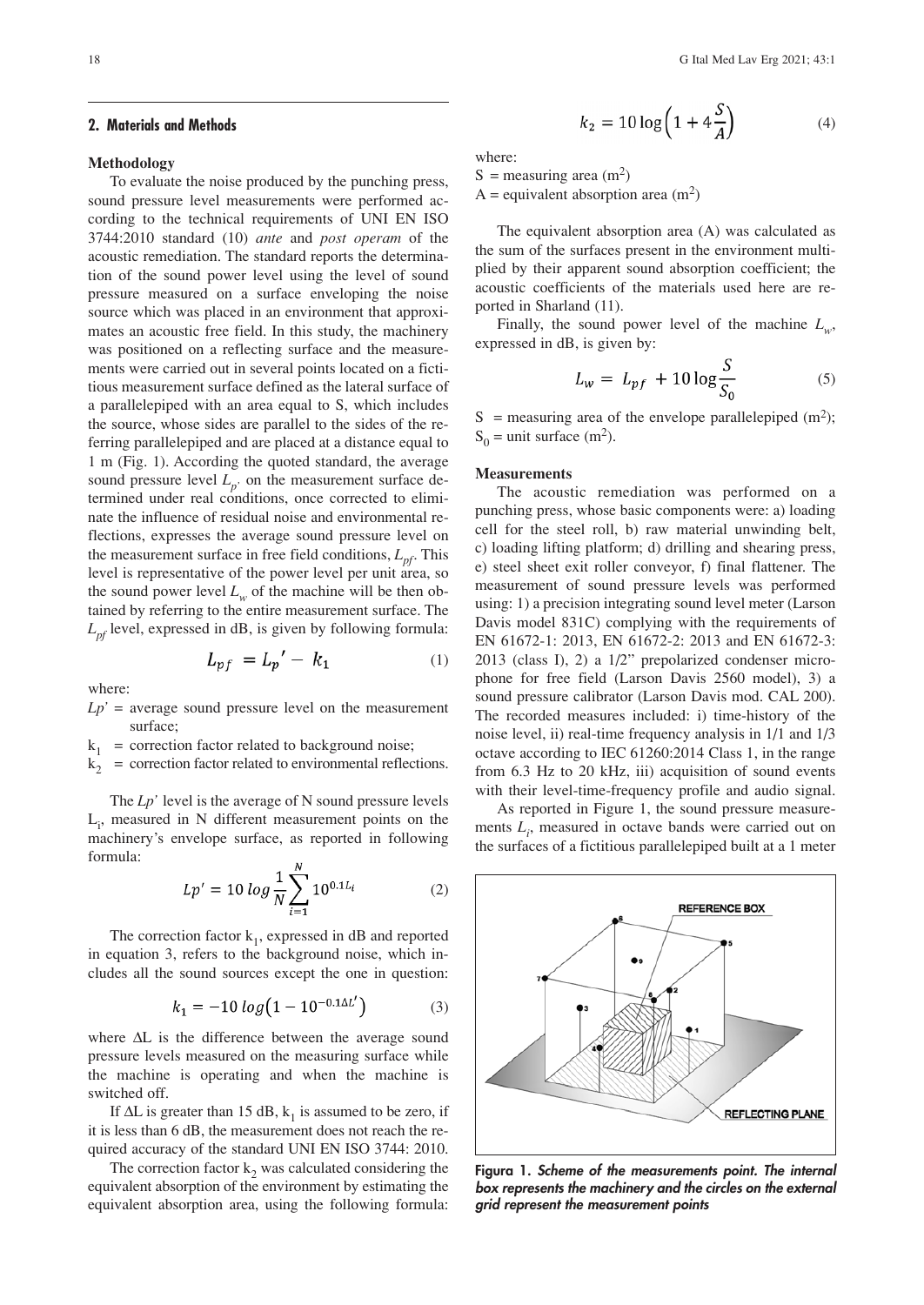## 2. Materials and Methods

### Methodology

To evaluate the noise produced by the punching press, sound pressure level measurements were performed according to the technical requirements of UNI EN ISO 3744:2010 standard (10) *ante* and *post operam* of the acoustic remediation. The standard reports the determination of the sound power level using the level of sound pressure measured on a surface enveloping the noise source which was placed in an environment that approximates an acoustic free field. In this study, the machinery was positioned on a reflecting surface and the measurements were carried out in several points located on a fictitious measurement surface defined as the lateral surface of a parallelepiped with an area equal to S, which includes the source, whose sides are parallel to the sides of the referring parallelepiped and are placed at a distance equal to 1 m (Fig. 1). According the quoted standard, the average sound pressure level $L_{p'}$ on the measurement surface determined under real conditions, once corrected to eliminate the influence of residual noise and environmental reflections, expresses the average sound pressure level on the measurement surface in free field conditions, $L_{pf}$. This level is representative of the power level per unit area, so the sound power level $L_w$ of the machine will be then obtained by referring to the entire measurement surface. The $L_{pf}$ level, expressed in dB, is given by following formula:

$$L_{pf} = L_p{}' - k_1 \tag{1}$$

where:

$Lp'$ = average sound pressure level on the measurement surface;

$k_1$ = correction factor related to background noise;

$k_2$ = correction factor related to environmental reflections.

The $Lp'$ level is the average of N sound pressure levels $L_i$, measured in N different measurement points on the machinery's envelope surface, as reported in following formula:

$$Lp' = 10\, log \frac{1}{N} \sum_{i=1}^{N} 10^{0.1 L_i} \tag{2}$$

The correction factor $k_1$, expressed in dB and reported in equation 3, refers to the background noise, which includes all the sound sources except the one in question:

$$k_1 = -10\, log\left(1 - 10^{-0.1\Delta L'}\right) \tag{3}$$

where ΔL is the difference between the average sound pressure levels measured on the measuring surface while the machine is operating and when the machine is switched off.

If ΔL is greater than 15 dB, $k_1$ is assumed to be zero, if it is less than 6 dB, the measurement does not reach the required accuracy of the standard UNI EN ISO 3744: 2010.

The correction factor $k_2$ was calculated considering the equivalent absorption of the environment by estimating the equivalent absorption area, using the following formula:

$$k_2 = 10 \log\left(1 + 4\frac{S}{A}\right) \tag{4}$$

where:

S = measuring area ($m^2$)

A = equivalent absorption area ($m^2$)

The equivalent absorption area (A) was calculated as the sum of the surfaces present in the environment multiplied by their apparent sound absorption coefficient; the acoustic coefficients of the materials used here are reported in Sharland (11).

Finally, the sound power level of the machine $L_w$, expressed in dB, is given by:

$$L_w = L_{pf} + 10 \log \frac{S}{S_0} \tag{5}$$

S = measuring area of the envelope parallelepiped ($m^2$);
$S_0$ = unit surface ($m^2$).

### Measurements

The acoustic remediation was performed on a punching press, whose basic components were: a) loading cell for the steel roll, b) raw material unwinding belt, c) loading lifting platform; d) drilling and shearing press, e) steel sheet exit roller conveyor, f) final flattener. The measurement of sound pressure levels was performed using: 1) a precision integrating sound level meter (Larson Davis model 831C) complying with the requirements of EN 61672-1: 2013, EN 61672-2: 2013 and EN 61672-3: 2013 (class I), 2) a 1/2" prepolarized condenser microphone for free field (Larson Davis 2560 model), 3) a sound pressure calibrator (Larson Davis mod. CAL 200). The recorded measures included: i) time-history of the noise level, ii) real-time frequency analysis in 1/1 and 1/3 octave according to IEC 61260:2014 Class 1, in the range from 6.3 Hz to 20 kHz, iii) acquisition of sound events with their level-time-frequency profile and audio signal.

As reported in Figure 1, the sound pressure measurements $L_i$, measured in octave bands were carried out on the surfaces of a fictitious parallelepiped built at a 1 meter

REFERENCE BOX

REFLECTING PLANE

1 2 3 4 5 6 7 8 9

**Figura 1.** ***Scheme of the measurements point. The internal box represents the machinery and the circles on the external grid represent the measurement points***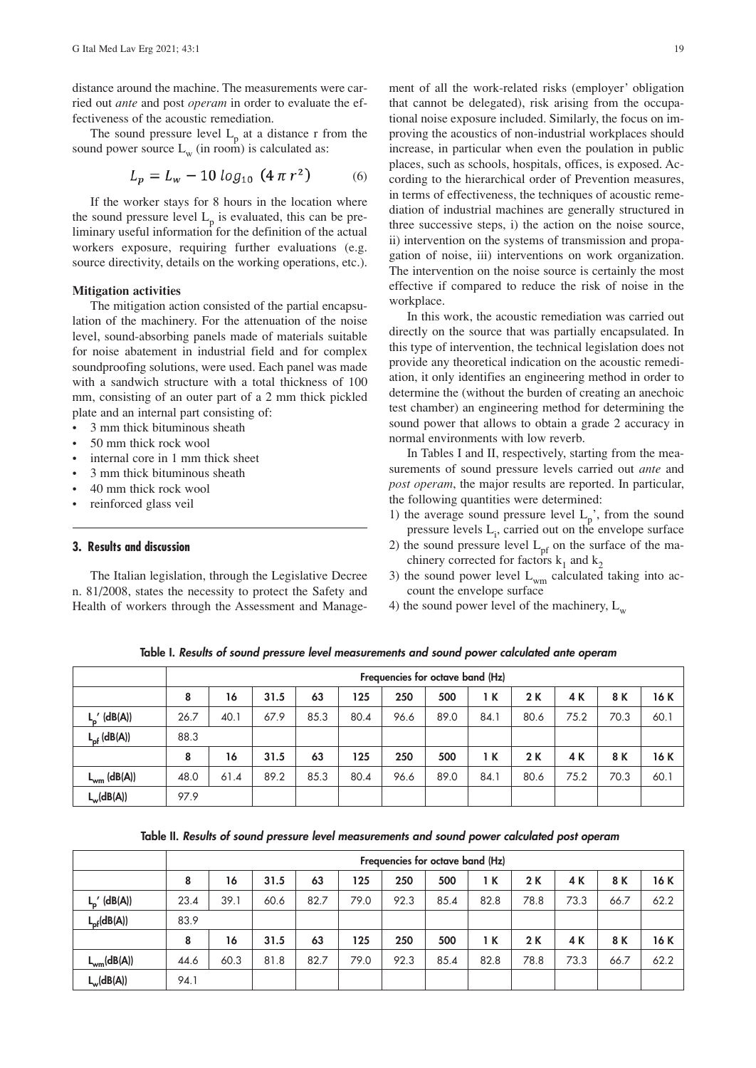distance around the machine. The measurements were carried out *ante* and post *operam* in order to evaluate the effectiveness of the acoustic remediation.

The sound pressure level $L_p$ at a distance r from the sound power source $L_w$ (in room) is calculated as:

$$L_p = L_w - 10\ log_{10}\ (4\,\pi\, r^2) \tag{6}$$

If the worker stays for 8 hours in the location where the sound pressure level $L_p$ is evaluated, this can be preliminary useful information for the definition of the actual workers exposure, requiring further evaluations (e.g. source directivity, details on the working operations, etc.).

**Mitigation activities**

The mitigation action consisted of the partial encapsulation of the machinery. For the attenuation of the noise level, sound-absorbing panels made of materials suitable for noise abatement in industrial field and for complex soundproofing solutions, were used. Each panel was made with a sandwich structure with a total thickness of 100 mm, consisting of an outer part of a 2 mm thick pickled plate and an internal part consisting of:

- 3 mm thick bituminous sheath
- 50 mm thick rock wool
- internal core in 1 mm thick sheet
- 3 mm thick bituminous sheath
- 40 mm thick rock wool
- reinforced glass veil

## 3. Results and discussion

The Italian legislation, through the Legislative Decree n. 81/2008, states the necessity to protect the Safety and Health of workers through the Assessment and Management of all the work-related risks (employer' obligation that cannot be delegated), risk arising from the occupational noise exposure included. Similarly, the focus on improving the acoustics of non-industrial workplaces should increase, in particular when even the poulation in public places, such as schools, hospitals, offices, is exposed. According to the hierarchical order of Prevention measures, in terms of effectiveness, the techniques of acoustic remediation of industrial machines are generally structured in three successive steps, i) the action on the noise source, ii) intervention on the systems of transmission and propagation of noise, iii) interventions on work organization. The intervention on the noise source is certainly the most effective if compared to reduce the risk of noise in the workplace.

In this work, the acoustic remediation was carried out directly on the source that was partially encapsulated. In this type of intervention, the technical legislation does not provide any theoretical indication on the acoustic remediation, it only identifies an engineering method in order to determine the (without the burden of creating an anechoic test chamber) an engineering method for determining the sound power that allows to obtain a grade 2 accuracy in normal environments with low reverb.

In Tables I and II, respectively, starting from the measurements of sound pressure levels carried out *ante* and *post operam*, the major results are reported. In particular, the following quantities were determined:

1) the average sound pressure level $L_p$', from the sound pressure levels $L_i$, carried out on the envelope surface
2) the sound pressure level $L_{pf}$ on the surface of the machinery corrected for factors $k_1$ and $k_2$
3) the sound power level $L_{wm}$ calculated taking into account the envelope surface
4) the sound power level of the machinery, $L_w$

**Table I.** *Results of sound pressure level measurements and sound power calculated ante operam*

| | Frequencies for octave band (Hz) | | | | | | | | | | | |
|---|---|---|---|---|---|---|---|---|---|---|---|---|
| | 8 | 16 | 31.5 | 63 | 125 | 250 | 500 | 1 K | 2 K | 4 K | 8 K | 16 K |
| $L_p$' (dB(A)) | 26.7 | 40.1 | 67.9 | 85.3 | 80.4 | 96.6 | 89.0 | 84.1 | 80.6 | 75.2 | 70.3 | 60.1 |
| $L_{pf}$ (dB(A)) | 88.3 | | | | | | | | | | | |
| | 8 | 16 | 31.5 | 63 | 125 | 250 | 500 | 1 K | 2 K | 4 K | 8 K | 16 K |
| $L_{wm}$ (dB(A)) | 48.0 | 61.4 | 89.2 | 85.3 | 80.4 | 96.6 | 89.0 | 84.1 | 80.6 | 75.2 | 70.3 | 60.1 |
| $L_w$(dB(A)) | 97.9 | | | | | | | | | | | |

**Table II.** *Results of sound pressure level measurements and sound power calculated post operam*

| | Frequencies for octave band (Hz) | | | | | | | | | | | |
|---|---|---|---|---|---|---|---|---|---|---|---|---|
| | 8 | 16 | 31.5 | 63 | 125 | 250 | 500 | 1 K | 2 K | 4 K | 8 K | 16 K |
| $L_p$' (dB(A)) | 23.4 | 39.1 | 60.6 | 82.7 | 79.0 | 92.3 | 85.4 | 82.8 | 78.8 | 73.3 | 66.7 | 62.2 |
| $L_{pf}$(dB(A)) | 83.9 | | | | | | | | | | | |
| | 8 | 16 | 31.5 | 63 | 125 | 250 | 500 | 1 K | 2 K | 4 K | 8 K | 16 K |
| $L_{wm}$(dB(A)) | 44.6 | 60.3 | 81.8 | 82.7 | 79.0 | 92.3 | 85.4 | 82.8 | 78.8 | 73.3 | 66.7 | 62.2 |
| $L_w$(dB(A)) | 94.1 | | | | | | | | | | | |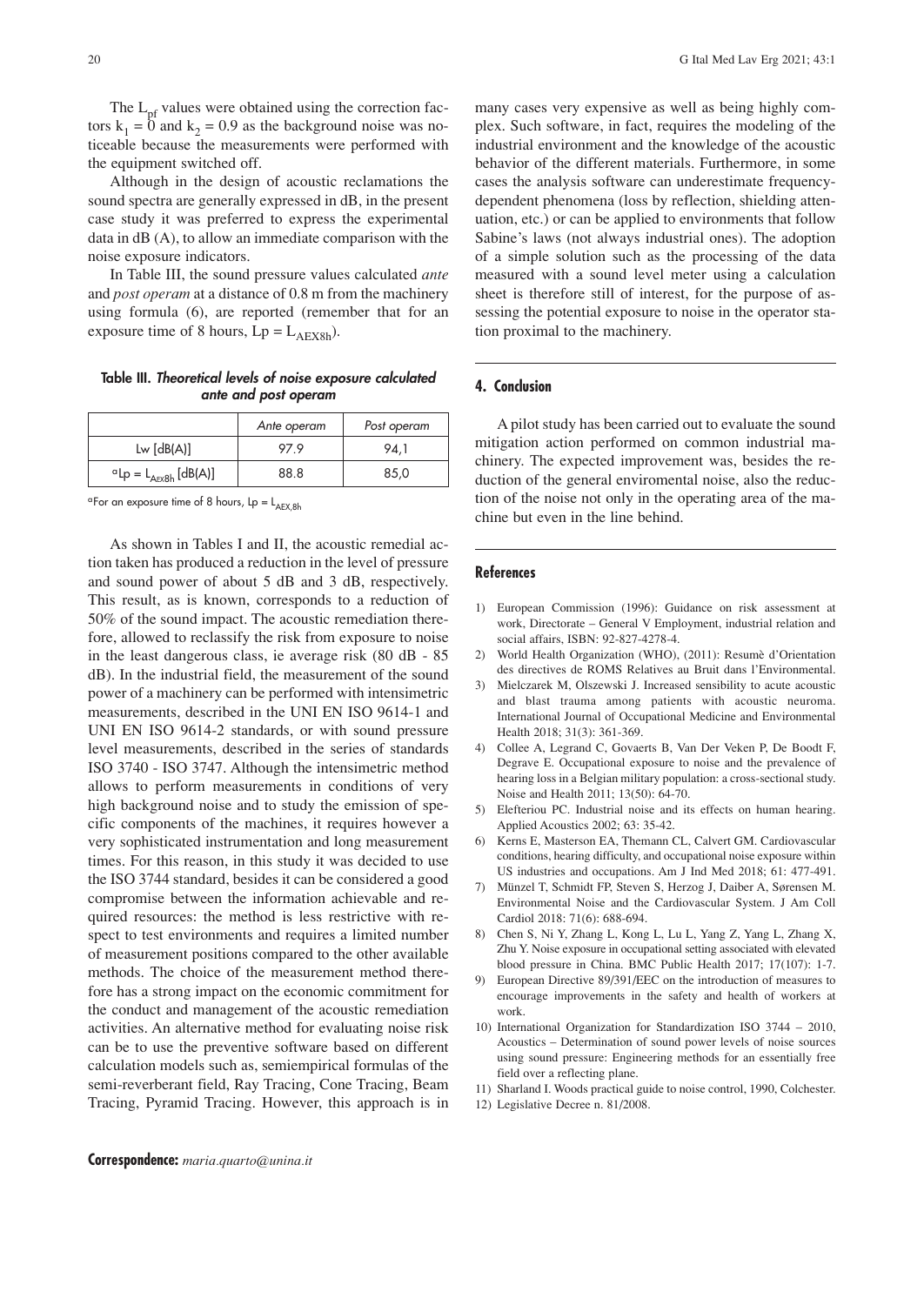The $L_{pf}$ values were obtained using the correction factors $k_1 = 0$ and $k_2 = 0.9$ as the background noise was noticeable because the measurements were performed with the equipment switched off.

Although in the design of acoustic reclamations the sound spectra are generally expressed in dB, in the present case study it was preferred to express the experimental data in dB (A), to allow an immediate comparison with the noise exposure indicators.

In Table III, the sound pressure values calculated *ante* and *post operam* at a distance of 0.8 m from the machinery using formula (6), are reported (remember that for an exposure time of 8 hours, $Lp = L_{AEX8h}$).

**Table III. *Theoretical levels of noise exposure calculated ante and post operam***

| | *Ante operam* | *Post operam* |
|---|---|---|
| Lw [dB(A)] | 97.9 | 94,1 |
| [a]$Lp = L_{Aex8h}$ [dB(A)] | 88.8 | 85,0 |

[a]For an exposure time of 8 hours, $Lp = L_{AEX,8h}$

As shown in Tables I and II, the acoustic remedial action taken has produced a reduction in the level of pressure and sound power of about 5 dB and 3 dB, respectively. This result, as is known, corresponds to a reduction of 50% of the sound impact. The acoustic remediation therefore, allowed to reclassify the risk from exposure to noise in the least dangerous class, ie average risk (80 dB - 85 dB). In the industrial field, the measurement of the sound power of a machinery can be performed with intensimetric measurements, described in the UNI EN ISO 9614-1 and UNI EN ISO 9614-2 standards, or with sound pressure level measurements, described in the series of standards ISO 3740 - ISO 3747. Although the intensimetric method allows to perform measurements in conditions of very high background noise and to study the emission of specific components of the machines, it requires however a very sophisticated instrumentation and long measurement times. For this reason, in this study it was decided to use the ISO 3744 standard, besides it can be considered a good compromise between the information achievable and required resources: the method is less restrictive with respect to test environments and requires a limited number of measurement positions compared to the other available methods. The choice of the measurement method therefore has a strong impact on the economic commitment for the conduct and management of the acoustic remediation activities. An alternative method for evaluating noise risk can be to use the preventive software based on different calculation models such as, semiempirical formulas of the semi-reverberant field, Ray Tracing, Cone Tracing, Beam Tracing, Pyramid Tracing. However, this approach is in many cases very expensive as well as being highly complex. Such software, in fact, requires the modeling of the industrial environment and the knowledge of the acoustic behavior of the different materials. Furthermore, in some cases the analysis software can underestimate frequency-dependent phenomena (loss by reflection, shielding attenuation, etc.) or can be applied to environments that follow Sabine's laws (not always industrial ones). The adoption of a simple solution such as the processing of the data measured with a sound level meter using a calculation sheet is therefore still of interest, for the purpose of assessing the potential exposure to noise in the operator station proximal to the machinery.

## 4. Conclusion

A pilot study has been carried out to evaluate the sound mitigation action performed on common industrial machinery. The expected improvement was, besides the reduction of the general enviromental noise, also the reduction of the noise not only in the operating area of the machine but even in the line behind.

## References

1) European Commission (1996): Guidance on risk assessment at work, Directorate – General V Employment, industrial relation and social affairs, ISBN: 92-827-4278-4.
2) World Health Organization (WHO), (2011): Resumè d'Orientation des directives de ROMS Relatives au Bruit dans l'Environmental.
3) Mielczarek M, Olszewski J. Increased sensibility to acute acoustic and blast trauma among patients with acoustic neuroma. International Journal of Occupational Medicine and Environmental Health 2018; 31(3): 361-369.
4) Collee A, Legrand C, Govaerts B, Van Der Veken P, De Boodt F, Degrave E. Occupational exposure to noise and the prevalence of hearing loss in a Belgian military population: a cross-sectional study. Noise and Health 2011; 13(50): 64-70.
5) Elefteriou PC. Industrial noise and its effects on human hearing. Applied Acoustics 2002; 63: 35-42.
6) Kerns E, Masterson EA, Themann CL, Calvert GM. Cardiovascular conditions, hearing difficulty, and occupational noise exposure within US industries and occupations. Am J Ind Med 2018; 61: 477-491.
7) Münzel T, Schmidt FP, Steven S, Herzog J, Daiber A, Sørensen M. Environmental Noise and the Cardiovascular System. J Am Coll Cardiol 2018: 71(6): 688-694.
8) Chen S, Ni Y, Zhang L, Kong L, Lu L, Yang Z, Yang L, Zhang X, Zhu Y. Noise exposure in occupational setting associated with elevated blood pressure in China. BMC Public Health 2017; 17(107): 1-7.
9) European Directive 89/391/EEC on the introduction of measures to encourage improvements in the safety and health of workers at work.
10) International Organization for Standardization ISO 3744 – 2010, Acoustics – Determination of sound power levels of noise sources using sound pressure: Engineering methods for an essentially free field over a reflecting plane.
11) Sharland I. Woods practical guide to noise control, 1990, Colchester.
12) Legislative Decree n. 81/2008.

**Correspondence:** *maria.quarto@unina.it*